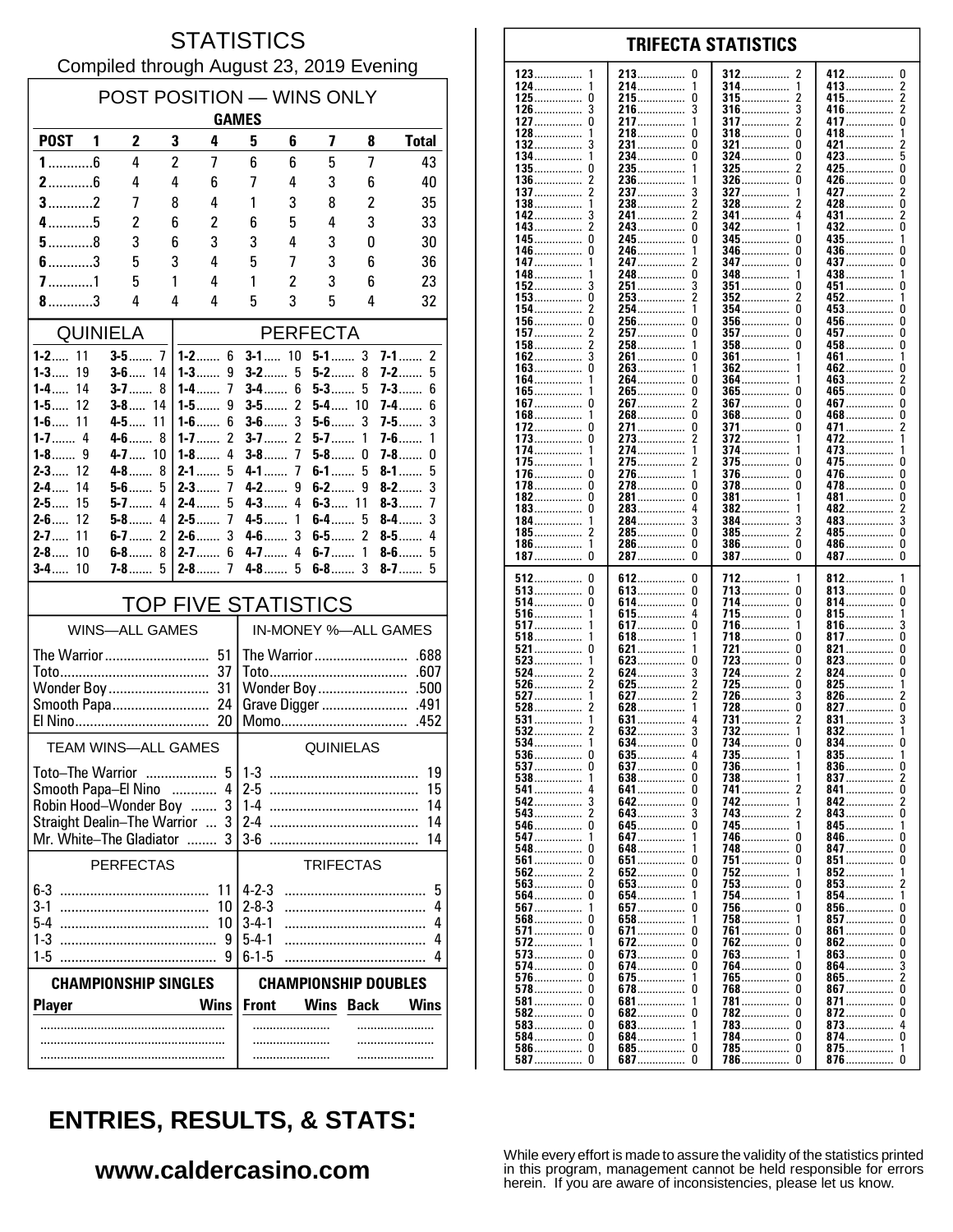# STATISTICS

Compiled through August 23, 2019 Evening

## POST POSITION — WINS ONLY

| POST | GAMES 1 | 2 | 3 | 4 | 5 | 6 | 7 | 8 | Total |
|---|---|---|---|---|---|---|---|---|---|
| 1 | 6 | 4 | 2 | 7 | 6 | 6 | 5 | 7 | 43 |
| 2 | 6 | 4 | 4 | 6 | 7 | 4 | 3 | 6 | 40 |
| 3 | 2 | 7 | 8 | 4 | 1 | 3 | 8 | 2 | 35 |
| 4 | 5 | 2 | 6 | 2 | 6 | 5 | 4 | 3 | 33 |
| 5 | 8 | 3 | 6 | 3 | 3 | 4 | 3 | 0 | 30 |
| 6 | 3 | 5 | 3 | 4 | 5 | 7 | 3 | 6 | 36 |
| 7 | 1 | 5 | 1 | 4 | 1 | 2 | 3 | 6 | 23 |
| 8 | 3 | 4 | 4 | 4 | 5 | 3 | 5 | 4 | 32 |

## QUINIELA

| | | | |
|---|---|---|---|
| 1-2 | 11 | 3-5 | 7 |
| 1-3 | 19 | 3-6 | 14 |
| 1-4 | 14 | 3-7 | 8 |
| 1-5 | 12 | 3-8 | 14 |
| 1-6 | 11 | 4-5 | 11 |
| 1-7 | 4 | 4-6 | 8 |
| 1-8 | 9 | 4-7 | 10 |
| 2-3 | 12 | 4-8 | 8 |
| 2-4 | 14 | 5-6 | 5 |
| 2-5 | 15 | 5-7 | 4 |
| 2-6 | 12 | 5-8 | 4 |
| 2-7 | 11 | 6-7 | 2 |
| 2-8 | 10 | 6-8 | 8 |
| 3-4 | 10 | 7-8 | 5 |

## PERFECTA

| | | | | | | | |
|---|---|---|---|---|---|---|---|
| 1-2 | 6 | 3-1 | 10 | 5-1 | 3 | 7-1 | 2 |
| 1-3 | 9 | 3-2 | 5 | 5-2 | 8 | 7-2 | 5 |
| 1-4 | 7 | 3-4 | 6 | 5-3 | 5 | 7-3 | 6 |
| 1-5 | 9 | 3-5 | 2 | 5-4 | 10 | 7-4 | 6 |
| 1-6 | 6 | 3-6 | 3 | 5-6 | 3 | 7-5 | 3 |
| 1-7 | 2 | 3-7 | 2 | 5-7 | 1 | 7-6 | 1 |
| 1-8 | 4 | 3-8 | 7 | 5-8 | 0 | 7-8 | 0 |
| 2-1 | 5 | 4-1 | 7 | 6-1 | 5 | 8-1 | 5 |
| 2-3 | 7 | 4-2 | 9 | 6-2 | 9 | 8-2 | 3 |
| 2-4 | 5 | 4-3 | 4 | 6-3 | 11 | 8-3 | 7 |
| 2-5 | 7 | 4-5 | 1 | 6-4 | 5 | 8-4 | 3 |
| 2-6 | 3 | 4-6 | 3 | 6-5 | 2 | 8-5 | 4 |
| 2-7 | 6 | 4-7 | 4 | 6-7 | 1 | 8-6 | 5 |
| 2-8 | 7 | 4-8 | 5 | 6-8 | 3 | 8-7 | 5 |

## TOP FIVE STATISTICS

| WINS—ALL GAMES | | IN-MONEY %—ALL GAMES | |
|---|---|---|---|
| The Warrior | 51 | The Warrior | .688 |
| Toto | 37 | Toto | .607 |
| Wonder Boy | 31 | Wonder Boy | .500 |
| Smooth Papa | 24 | Grave Digger | .491 |
| El Nino | 20 | Momo | .452 |

| TEAM WINS—ALL GAMES | | QUINIELAS | |
|---|---|---|---|
| Toto–The Warrior | 5 | 1-3 | 19 |
| Smooth Papa–El Nino | 4 | 2-5 | 15 |
| Robin Hood–Wonder Boy | 3 | 1-4 | 14 |
| Straight Dealin–The Warrior | 3 | 2-4 | 14 |
| Mr. White–The Gladiator | 3 | 3-6 | 14 |

| PERFECTAS | | TRIFECTAS | |
|---|---|---|---|
| 6-3 | 11 | 4-2-3 | 5 |
| 3-1 | 10 | 2-8-3 | 4 |
| 5-4 | 10 | 3-4-1 | 4 |
| 1-3 | 9 | 5-4-1 | 4 |
| 1-5 | 9 | 6-1-5 | 4 |

| CHAMPIONSHIP SINGLES | | CHAMPIONSHIP DOUBLES | | | |
|---|---|---|---|---|---|
| Player | Wins | Front | Wins | Back | Wins |
| | | | | | |
| | | | | | |
| | | | | | |

## TRIFECTA STATISTICS

| | | | | | | | |
|---|---|---|---|---|---|---|---|
| 123 | 1 | 213 | 0 | 312 | 2 | 412 | 0 |
| 124 | 1 | 214 | 1 | 314 | 1 | 413 | 2 |
| 125 | 0 | 215 | 0 | 315 | 2 | 415 | 2 |
| 126 | 3 | 216 | 3 | 316 | 3 | 416 | 2 |
| 127 | 0 | 217 | 1 | 317 | 2 | 417 | 0 |
| 128 | 1 | 218 | 0 | 318 | 0 | 418 | 1 |
| 132 | 3 | 231 | 0 | 321 | 0 | 421 | 2 |
| 134 | 1 | 234 | 0 | 324 | 0 | 423 | 5 |
| 135 | 0 | 235 | 1 | 325 | 2 | 425 | 0 |
| 136 | 2 | 236 | 1 | 326 | 0 | 426 | 0 |
| 137 | 2 | 237 | 3 | 327 | 1 | 427 | 2 |
| 138 | 1 | 238 | 2 | 328 | 2 | 428 | 0 |
| 142 | 3 | 241 | 2 | 341 | 4 | 431 | 2 |
| 143 | 2 | 243 | 0 | 342 | 1 | 432 | 0 |
| 145 | 0 | 245 | 0 | 345 | 0 | 435 | 1 |
| 146 | 0 | 246 | 1 | 346 | 0 | 436 | 0 |
| 147 | 1 | 247 | 2 | 347 | 0 | 437 | 0 |
| 148 | 1 | 248 | 0 | 348 | 1 | 438 | 1 |
| 152 | 3 | 251 | 3 | 351 | 0 | 451 | 0 |
| 153 | 0 | 253 | 2 | 352 | 2 | 452 | 1 |
| 154 | 2 | 254 | 1 | 354 | 0 | 453 | 0 |
| 156 | 0 | 256 | 0 | 356 | 0 | 456 | 0 |
| 157 | 2 | 257 | 0 | 357 | 0 | 457 | 0 |
| 158 | 2 | 258 | 1 | 358 | 0 | 458 | 0 |
| 162 | 3 | 261 | 0 | 361 | 1 | 461 | 1 |
| 163 | 0 | 263 | 1 | 362 | 1 | 462 | 0 |
| 164 | 1 | 264 | 0 | 364 | 1 | 463 | 2 |
| 165 | 1 | 265 | 0 | 365 | 0 | 465 | 0 |
| 167 | 0 | 267 | 2 | 367 | 0 | 467 | 0 |
| 168 | 1 | 268 | 0 | 368 | 0 | 468 | 0 |
| 172 | 0 | 271 | 0 | 371 | 0 | 471 | 2 |
| 173 | 0 | 273 | 2 | 372 | 1 | 472 | 1 |
| 174 | 1 | 274 | 1 | 374 | 1 | 473 | 1 |
| 175 | 1 | 275 | 2 | 375 | 0 | 475 | 0 |
| 176 | 0 | 276 | 1 | 376 | 0 | 476 | 0 |
| 178 | 0 | 278 | 0 | 378 | 0 | 478 | 0 |
| 182 | 0 | 281 | 0 | 381 | 1 | 481 | 0 |
| 183 | 0 | 283 | 4 | 382 | 1 | 482 | 2 |
| 184 | 1 | 284 | 3 | 384 | 3 | 483 | 3 |
| 185 | 2 | 285 | 0 | 385 | 2 | 485 | 0 |
| 186 | 1 | 286 | 0 | 386 | 0 | 486 | 0 |
| 187 | 0 | 287 | 0 | 387 | 0 | 487 | 0 |
| 512 | 0 | 612 | 0 | 712 | 1 | 812 | 1 |
| 513 | 0 | 613 | 0 | 713 | 0 | 813 | 0 |
| 514 | 0 | 614 | 0 | 714 | 0 | 814 | 0 |
| 516 | 1 | 615 | 4 | 715 | 0 | 815 | 1 |
| 517 | 1 | 617 | 0 | 716 | 1 | 816 | 3 |
| 518 | 1 | 618 | 1 | 718 | 0 | 817 | 0 |
| 521 | 0 | 621 | 1 | 721 | 0 | 821 | 0 |
| 523 | 1 | 623 | 0 | 723 | 0 | 823 | 0 |
| 524 | 2 | 624 | 3 | 724 | 2 | 824 | 0 |
| 526 | 2 | 625 | 2 | 725 | 0 | 825 | 1 |
| 527 | 1 | 627 | 2 | 726 | 3 | 826 | 2 |
| 528 | 2 | 628 | 1 | 728 | 0 | 827 | 0 |
| 531 | 1 | 631 | 4 | 731 | 2 | 831 | 3 |
| 532 | 2 | 632 | 3 | 732 | 1 | 832 | 1 |
| 534 | 1 | 634 | 0 | 734 | 0 | 834 | 0 |
| 536 | 0 | 635 | 4 | 735 | 1 | 835 | 1 |
| 537 | 0 | 637 | 0 | 736 | 1 | 836 | 0 |
| 538 | 1 | 638 | 0 | 738 | 1 | 837 | 2 |
| 541 | 4 | 641 | 0 | 741 | 2 | 841 | 0 |
| 542 | 3 | 642 | 0 | 742 | 1 | 842 | 2 |
| 543 | 2 | 643 | 3 | 743 | 2 | 843 | 0 |
| 546 | 0 | 645 | 0 | 745 | 1 | 845 | 1 |
| 547 | 1 | 647 | 1 | 746 | 0 | 846 | 0 |
| 548 | 0 | 648 | 1 | 748 | 0 | 847 | 0 |
| 561 | 0 | 651 | 0 | 751 | 0 | 851 | 0 |
| 562 | 2 | 652 | 0 | 752 | 1 | 852 | 1 |
| 563 | 0 | 653 | 0 | 753 | 0 | 853 | 2 |
| 564 | 0 | 654 | 1 | 754 | 1 | 854 | 1 |
| 567 | 1 | 657 | 0 | 756 | 0 | 856 | 0 |
| 568 | 0 | 658 | 1 | 758 | 1 | 857 | 0 |
| 571 | 0 | 671 | 0 | 761 | 0 | 861 | 0 |
| 572 | 1 | 672 | 0 | 762 | 0 | 862 | 0 |
| 573 | 0 | 673 | 0 | 763 | 1 | 863 | 0 |
| 574 | 0 | 674 | 0 | 764 | 0 | 864 | 3 |
| 576 | 0 | 675 | 1 | 765 | 0 | 865 | 2 |
| 578 | 0 | 678 | 0 | 768 | 0 | 867 | 0 |
| 581 | 0 | 681 | 1 | 781 | 0 | 871 | 0 |
| 582 | 0 | 682 | 0 | 782 | 0 | 872 | 0 |
| 583 | 0 | 683 | 1 | 783 | 0 | 873 | 4 |
| 584 | 0 | 684 | 1 | 784 | 0 | 874 | 0 |
| 586 | 0 | 685 | 0 | 785 | 0 | 875 | 1 |
| 587 | 0 | 687 | 0 | 786 | 0 | 876 | 0 |

## ENTRIES, RESULTS, & STATS:

**www.caldercasino.com**

While every effort is made to assure the validity of the statistics printed in this program, management cannot be held responsible for errors herein. If you are aware of inconsistencies, please let us know.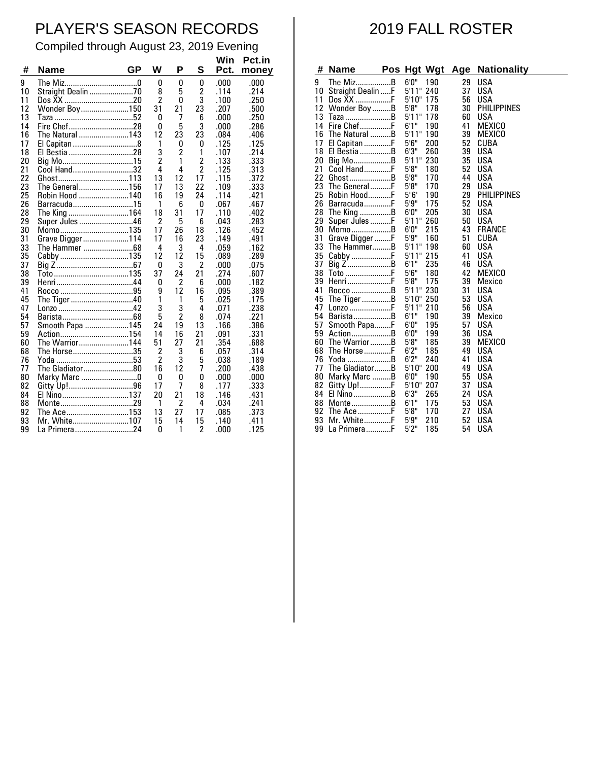# PLAYER'S SEASON RECORDS

Compiled through August 23, 2019 Evening

| # | Name | GP | W | P | S | Win Pct. | Pct.in money |
|---|---|---|---|---|---|---|---|
| 9 | The Miz | 0 | 0 | 0 | 0 | .000 | .000 |
| 10 | Straight Dealin | 70 | 8 | 5 | 2 | .114 | .214 |
| 11 | Dos XX | 20 | 2 | 0 | 3 | .100 | .250 |
| 12 | Wonder Boy | 150 | 31 | 21 | 23 | .207 | .500 |
| 13 | Taza | 52 | 0 | 7 | 6 | .000 | .250 |
| 14 | Fire Chef | 28 | 0 | 5 | 3 | .000 | .286 |
| 16 | The Natural | 143 | 12 | 23 | 23 | .084 | .406 |
| 17 | El Capitan | 8 | 1 | 0 | 0 | .125 | .125 |
| 18 | El Bestia | 28 | 3 | 2 | 1 | .107 | .214 |
| 20 | Big Mo | 15 | 2 | 1 | 2 | .133 | .333 |
| 21 | Cool Hand | 32 | 4 | 4 | 2 | .125 | .313 |
| 22 | Ghost | 113 | 13 | 12 | 17 | .115 | .372 |
| 23 | The General | 156 | 17 | 13 | 22 | .109 | .333 |
| 25 | Robin Hood | 140 | 16 | 19 | 24 | .114 | .421 |
| 26 | Barracuda | 15 | 1 | 6 | 0 | .067 | .467 |
| 28 | The King | 164 | 18 | 31 | 17 | .110 | .402 |
| 29 | Super Jules | 46 | 2 | 5 | 6 | .043 | .283 |
| 30 | Momo | 135 | 17 | 26 | 18 | .126 | .452 |
| 31 | Grave Digger | 114 | 17 | 16 | 23 | .149 | .491 |
| 33 | The Hammer | 68 | 4 | 3 | 4 | .059 | .162 |
| 35 | Cabby | 135 | 12 | 12 | 15 | .089 | .289 |
| 37 | Big Z | 67 | 0 | 3 | 2 | .000 | .075 |
| 38 | Toto | 135 | 37 | 24 | 21 | .274 | .607 |
| 39 | Henri | 44 | 0 | 2 | 6 | .000 | .182 |
| 41 | Rocco | 95 | 9 | 12 | 16 | .095 | .389 |
| 45 | The Tiger | 40 | 1 | 1 | 5 | .025 | .175 |
| 47 | Lonzo | 42 | 3 | 3 | 4 | .071 | .238 |
| 54 | Barista | 68 | 5 | 2 | 8 | .074 | .221 |
| 57 | Smooth Papa | 145 | 24 | 19 | 13 | .166 | .386 |
| 59 | Action | 154 | 14 | 16 | 21 | .091 | .331 |
| 60 | The Warrior | 144 | 51 | 27 | 21 | .354 | .688 |
| 68 | The Horse | 35 | 2 | 3 | 6 | .057 | .314 |
| 76 | Yoda | 53 | 2 | 3 | 5 | .038 | .189 |
| 77 | The Gladiator | 80 | 16 | 12 | 7 | .200 | .438 |
| 80 | Marky Marc | 0 | 0 | 0 | 0 | .000 | .000 |
| 82 | Gitty Up! | 96 | 17 | 7 | 8 | .177 | .333 |
| 84 | El Nino | 137 | 20 | 21 | 18 | .146 | .431 |
| 88 | Monte | 29 | 1 | 2 | 4 | .034 | .241 |
| 92 | The Ace | 153 | 13 | 27 | 17 | .085 | .373 |
| 93 | Mr. White | 107 | 15 | 14 | 15 | .140 | .411 |
| 99 | La Primera | 24 | 0 | 1 | 2 | .000 | .125 |

# 2019 FALL ROSTER

| # | Name | Pos | Hgt | Wgt | Age | Nationality |
|---|---|---|---|---|---|---|
| 9 | The Miz | B | 6'0" | 190 | 29 | USA |
| 10 | Straight Dealin | F | 5'11" | 240 | 37 | USA |
| 11 | Dos XX | F | 5'10" | 175 | 56 | USA |
| 12 | Wonder Boy | B | 5'8" | 178 | 30 | PHILIPPINES |
| 13 | Taza | B | 5'11" | 178 | 60 | USA |
| 14 | Fire Chef | F | 6'1" | 190 | 41 | MEXICO |
| 16 | The Natural | B | 5'11" | 190 | 39 | MEXICO |
| 17 | El Capitan | F | 5'6" | 200 | 52 | CUBA |
| 18 | El Bestia | B | 6'3" | 260 | 39 | USA |
| 20 | Big Mo | B | 5'11" | 230 | 35 | USA |
| 21 | Cool Hand | F | 5'8" | 180 | 52 | USA |
| 22 | Ghost | B | 5'8" | 170 | 44 | USA |
| 23 | The General | F | 5'8" | 170 | 29 | USA |
| 25 | Robin Hood | F | 5"6' | 190 | 29 | PHILIPPINES |
| 26 | Barracuda | F | 5'9" | 175 | 52 | USA |
| 28 | The King | B | 6'0" | 205 | 30 | USA |
| 29 | Super Jules | F | 5'11" | 260 | 50 | USA |
| 30 | Momo | B | 6'0" | 215 | 43 | FRANCE |
| 31 | Grave Digger | F | 5'9" | 160 | 51 | CUBA |
| 33 | The Hammer | B | 5'11" | 198 | 60 | USA |
| 35 | Cabby | F | 5'11" | 215 | 41 | USA |
| 37 | Big Z | B | 6'1" | 235 | 46 | USA |
| 38 | Toto | F | 5'6" | 180 | 42 | MEXICO |
| 39 | Henri | F | 5'8" | 175 | 39 | Mexico |
| 41 | Rocco | B | 5'11" | 230 | 31 | USA |
| 45 | The Tiger | B | 5'10" | 250 | 53 | USA |
| 47 | Lonzo | F | 5'11" | 210 | 56 | USA |
| 54 | Barista | B | 6'1" | 190 | 39 | Mexico |
| 57 | Smooth Papa | F | 6'0" | 195 | 57 | USA |
| 59 | Action | B | 6'0" | 199 | 36 | USA |
| 60 | The Warrior | B | 5'8" | 185 | 39 | MEXICO |
| 68 | The Horse | F | 6'2" | 185 | 49 | USA |
| 76 | Yoda | B | 6'2" | 240 | 41 | USA |
| 77 | The Gladiator | B | 5'10" | 200 | 49 | USA |
| 80 | Marky Marc | B | 6'0" | 190 | 55 | USA |
| 82 | Gitty Up! | F | 5'10" | 207 | 37 | USA |
| 84 | El Nino | B | 6'3" | 265 | 24 | USA |
| 88 | Monte | B | 6'1" | 175 | 53 | USA |
| 92 | The Ace | F | 5'8" | 170 | 27 | USA |
| 93 | Mr. White | F | 5'9" | 210 | 52 | USA |
| 99 | La Primera | F | 5'2" | 185 | 54 | USA |